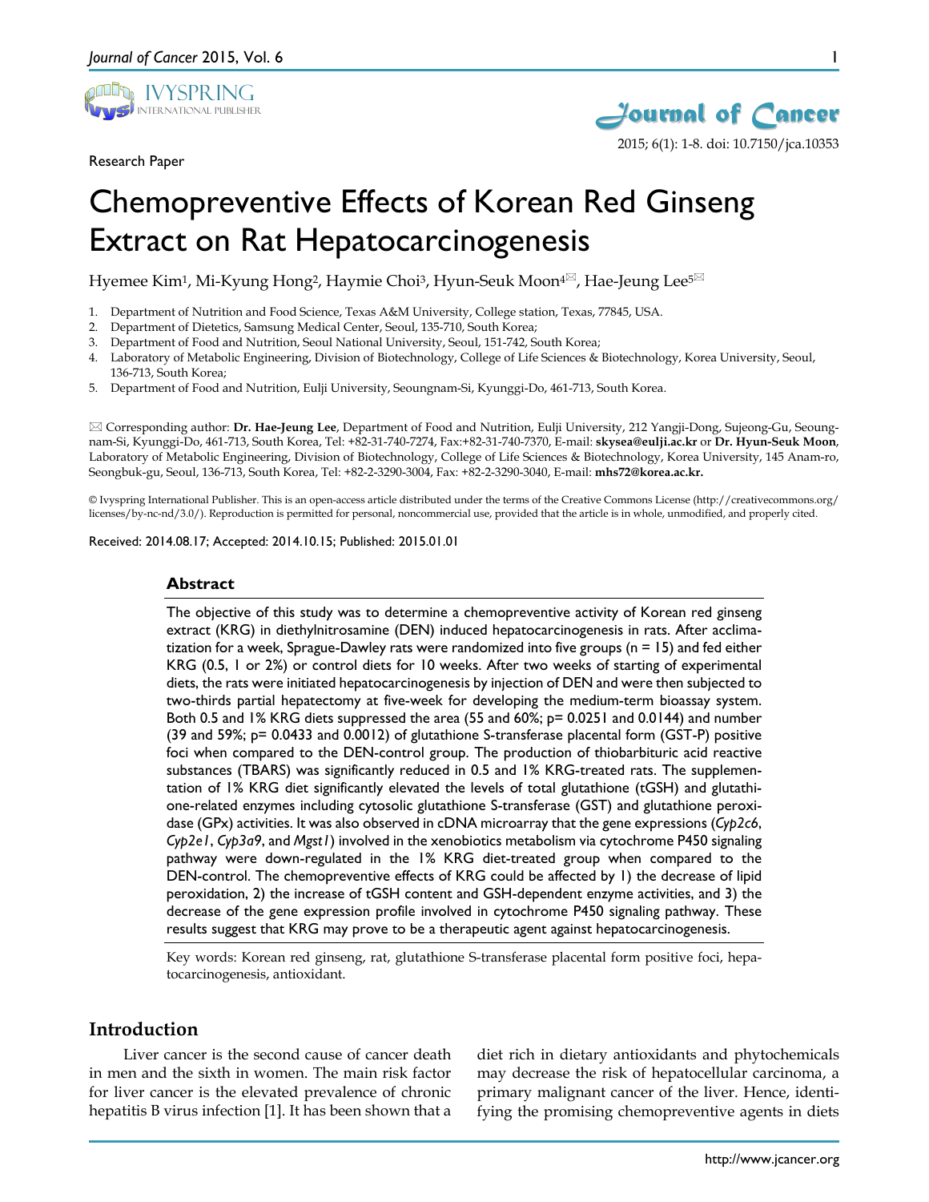Research Paper

# Chemopreventive Effects of Korean Red Ginseng Extract on Rat Hepatocarcinogenesis

Hyemee Kim[1], Mi-Kyung Hong[2], Haymie Choi[3], Hyun-Seuk Moon[4]✉, Hae-Jeung Lee[5]✉

1. Department of Nutrition and Food Science, Texas A&M University, College station, Texas, 77845, USA.
2. Department of Dietetics, Samsung Medical Center, Seoul, 135-710, South Korea;
3. Department of Food and Nutrition, Seoul National University, Seoul, 151-742, South Korea;
4. Laboratory of Metabolic Engineering, Division of Biotechnology, College of Life Sciences & Biotechnology, Korea University, Seoul, 136-713, South Korea;
5. Department of Food and Nutrition, Eulji University, Seoungnam-Si, Kyunggi-Do, 461-713, South Korea.

✉ Corresponding author: **Dr. Hae-Jeung Lee**, Department of Food and Nutrition, Eulji University, 212 Yangji-Dong, Sujeong-Gu, Seoungnam-Si, Kyunggi-Do, 461-713, South Korea, Tel: +82-31-740-7274, Fax:+82-31-740-7370, E-mail: **skysea@eulji.ac.kr** or **Dr. Hyun-Seuk Moon**, Laboratory of Metabolic Engineering, Division of Biotechnology, College of Life Sciences & Biotechnology, Korea University, 145 Anam-ro, Seongbuk-gu, Seoul, 136-713, South Korea, Tel: +82-2-3290-3004, Fax: +82-2-3290-3040, E-mail: **mhs72@korea.ac.kr.**

© Ivyspring International Publisher. This is an open-access article distributed under the terms of the Creative Commons License (http://creativecommons.org/licenses/by-nc-nd/3.0/). Reproduction is permitted for personal, noncommercial use, provided that the article is in whole, unmodified, and properly cited.

Received: 2014.08.17; Accepted: 2014.10.15; Published: 2015.01.01

## Abstract

The objective of this study was to determine a chemopreventive activity of Korean red ginseng extract (KRG) in diethylnitrosamine (DEN) induced hepatocarcinogenesis in rats. After acclimatization for a week, Sprague-Dawley rats were randomized into five groups (n = 15) and fed either KRG (0.5, 1 or 2%) or control diets for 10 weeks. After two weeks of starting of experimental diets, the rats were initiated hepatocarcinogenesis by injection of DEN and were then subjected to two-thirds partial hepatectomy at five-week for developing the medium-term bioassay system. Both 0.5 and 1% KRG diets suppressed the area (55 and 60%; p= 0.0251 and 0.0144) and number (39 and 59%; p= 0.0433 and 0.0012) of glutathione S-transferase placental form (GST-P) positive foci when compared to the DEN-control group. The production of thiobarbituric acid reactive substances (TBARS) was significantly reduced in 0.5 and 1% KRG-treated rats. The supplementation of 1% KRG diet significantly elevated the levels of total glutathione (tGSH) and glutathione-related enzymes including cytosolic glutathione S-transferase (GST) and glutathione peroxidase (GPx) activities. It was also observed in cDNA microarray that the gene expressions (*Cyp2c6*, *Cyp2e1*, *Cyp3a9*, and *Mgst1*) involved in the xenobiotics metabolism via cytochrome P450 signaling pathway were down-regulated in the 1% KRG diet-treated group when compared to the DEN-control. The chemopreventive effects of KRG could be affected by 1) the decrease of lipid peroxidation, 2) the increase of tGSH content and GSH-dependent enzyme activities, and 3) the decrease of the gene expression profile involved in cytochrome P450 signaling pathway. These results suggest that KRG may prove to be a therapeutic agent against hepatocarcinogenesis.

Key words: Korean red ginseng, rat, glutathione S-transferase placental form positive foci, hepatocarcinogenesis, antioxidant.

## Introduction

Liver cancer is the second cause of cancer death in men and the sixth in women. The main risk factor for liver cancer is the elevated prevalence of chronic hepatitis B virus infection [1]. It has been shown that a diet rich in dietary antioxidants and phytochemicals may decrease the risk of hepatocellular carcinoma, a primary malignant cancer of the liver. Hence, identifying the promising chemopreventive agents in diets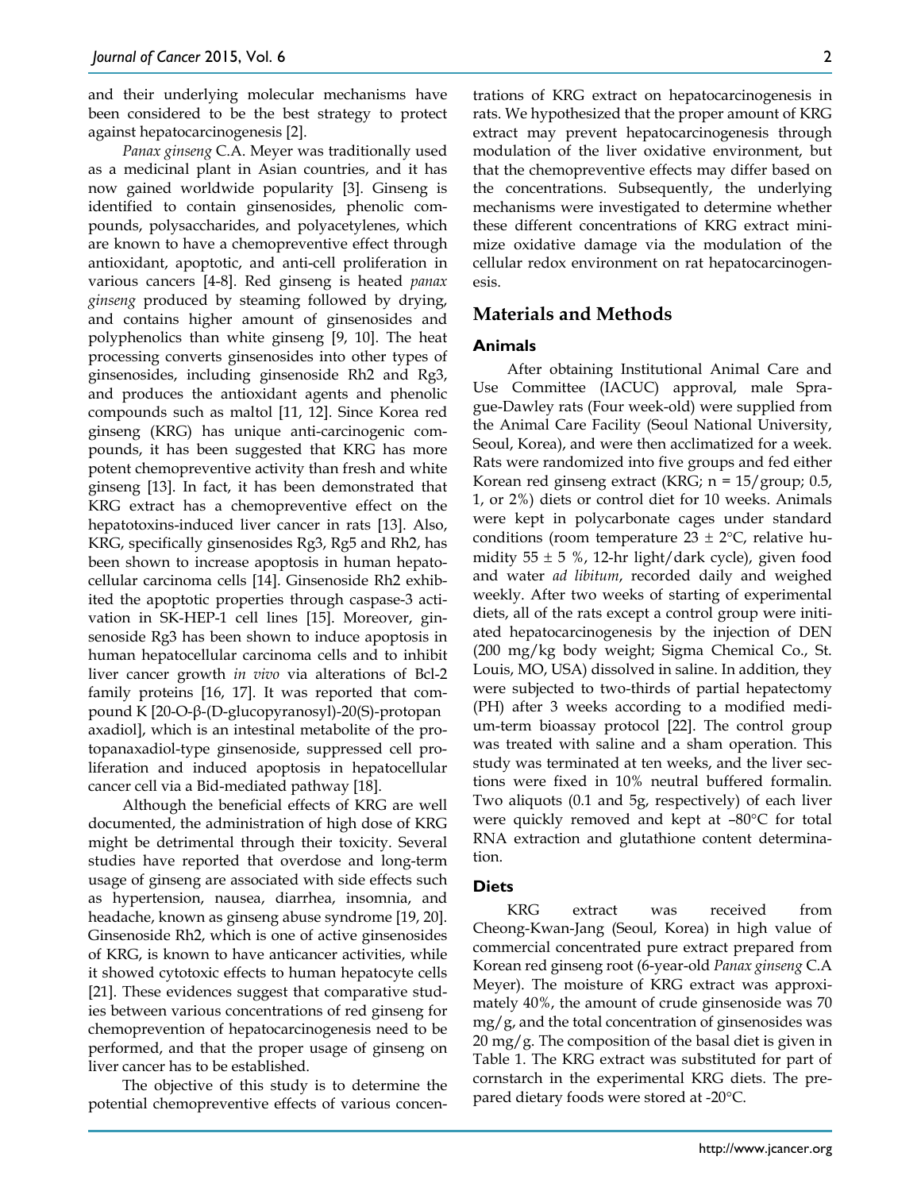and their underlying molecular mechanisms have been considered to be the best strategy to protect against hepatocarcinogenesis [2].

*Panax ginseng* C.A. Meyer was traditionally used as a medicinal plant in Asian countries, and it has now gained worldwide popularity [3]. Ginseng is identified to contain ginsenosides, phenolic compounds, polysaccharides, and polyacetylenes, which are known to have a chemopreventive effect through antioxidant, apoptotic, and anti-cell proliferation in various cancers [4-8]. Red ginseng is heated *panax ginseng* produced by steaming followed by drying, and contains higher amount of ginsenosides and polyphenolics than white ginseng [9, 10]. The heat processing converts ginsenosides into other types of ginsenosides, including ginsenoside Rh2 and Rg3, and produces the antioxidant agents and phenolic compounds such as maltol [11, 12]. Since Korea red ginseng (KRG) has unique anti-carcinogenic compounds, it has been suggested that KRG has more potent chemopreventive activity than fresh and white ginseng [13]. In fact, it has been demonstrated that KRG extract has a chemopreventive effect on the hepatotoxins-induced liver cancer in rats [13]. Also, KRG, specifically ginsenosides Rg3, Rg5 and Rh2, has been shown to increase apoptosis in human hepatocellular carcinoma cells [14]. Ginsenoside Rh2 exhibited the apoptotic properties through caspase-3 activation in SK-HEP-1 cell lines [15]. Moreover, ginsenoside Rg3 has been shown to induce apoptosis in human hepatocellular carcinoma cells and to inhibit liver cancer growth *in vivo* via alterations of Bcl-2 family proteins [16, 17]. It was reported that compound K [20-O-β-(D-glucopyranosyl)-20(S)-protopanaxadiol], which is an intestinal metabolite of the protopanaxadiol-type ginsenoside, suppressed cell proliferation and induced apoptosis in hepatocellular cancer cell via a Bid-mediated pathway [18].

Although the beneficial effects of KRG are well documented, the administration of high dose of KRG might be detrimental through their toxicity. Several studies have reported that overdose and long-term usage of ginseng are associated with side effects such as hypertension, nausea, diarrhea, insomnia, and headache, known as ginseng abuse syndrome [19, 20]. Ginsenoside Rh2, which is one of active ginsenosides of KRG, is known to have anticancer activities, while it showed cytotoxic effects to human hepatocyte cells [21]. These evidences suggest that comparative studies between various concentrations of red ginseng for chemoprevention of hepatocarcinogenesis need to be performed, and that the proper usage of ginseng on liver cancer has to be established.

The objective of this study is to determine the potential chemopreventive effects of various concentrations of KRG extract on hepatocarcinogenesis in rats. We hypothesized that the proper amount of KRG extract may prevent hepatocarcinogenesis through modulation of the liver oxidative environment, but that the chemopreventive effects may differ based on the concentrations. Subsequently, the underlying mechanisms were investigated to determine whether these different concentrations of KRG extract minimize oxidative damage via the modulation of the cellular redox environment on rat hepatocarcinogenesis.

## Materials and Methods

### Animals

After obtaining Institutional Animal Care and Use Committee (IACUC) approval, male Sprague-Dawley rats (Four week-old) were supplied from the Animal Care Facility (Seoul National University, Seoul, Korea), and were then acclimatized for a week. Rats were randomized into five groups and fed either Korean red ginseng extract (KRG; n = 15/group; 0.5, 1, or 2%) diets or control diet for 10 weeks. Animals were kept in polycarbonate cages under standard conditions (room temperature 23 ± 2°C, relative humidity 55 ± 5 %, 12-hr light/dark cycle), given food and water *ad libitum*, recorded daily and weighed weekly. After two weeks of starting of experimental diets, all of the rats except a control group were initiated hepatocarcinogenesis by the injection of DEN (200 mg/kg body weight; Sigma Chemical Co., St. Louis, MO, USA) dissolved in saline. In addition, they were subjected to two-thirds of partial hepatectomy (PH) after 3 weeks according to a modified medium-term bioassay protocol [22]. The control group was treated with saline and a sham operation. This study was terminated at ten weeks, and the liver sections were fixed in 10% neutral buffered formalin. Two aliquots (0.1 and 5g, respectively) of each liver were quickly removed and kept at –80°C for total RNA extraction and glutathione content determination.

### Diets

KRG extract was received from Cheong-Kwan-Jang (Seoul, Korea) in high value of commercial concentrated pure extract prepared from Korean red ginseng root (6-year-old *Panax ginseng* C.A Meyer). The moisture of KRG extract was approximately 40%, the amount of crude ginsenoside was 70 mg/g, and the total concentration of ginsenosides was 20 mg/g. The composition of the basal diet is given in Table 1. The KRG extract was substituted for part of cornstarch in the experimental KRG diets. The prepared dietary foods were stored at -20°C.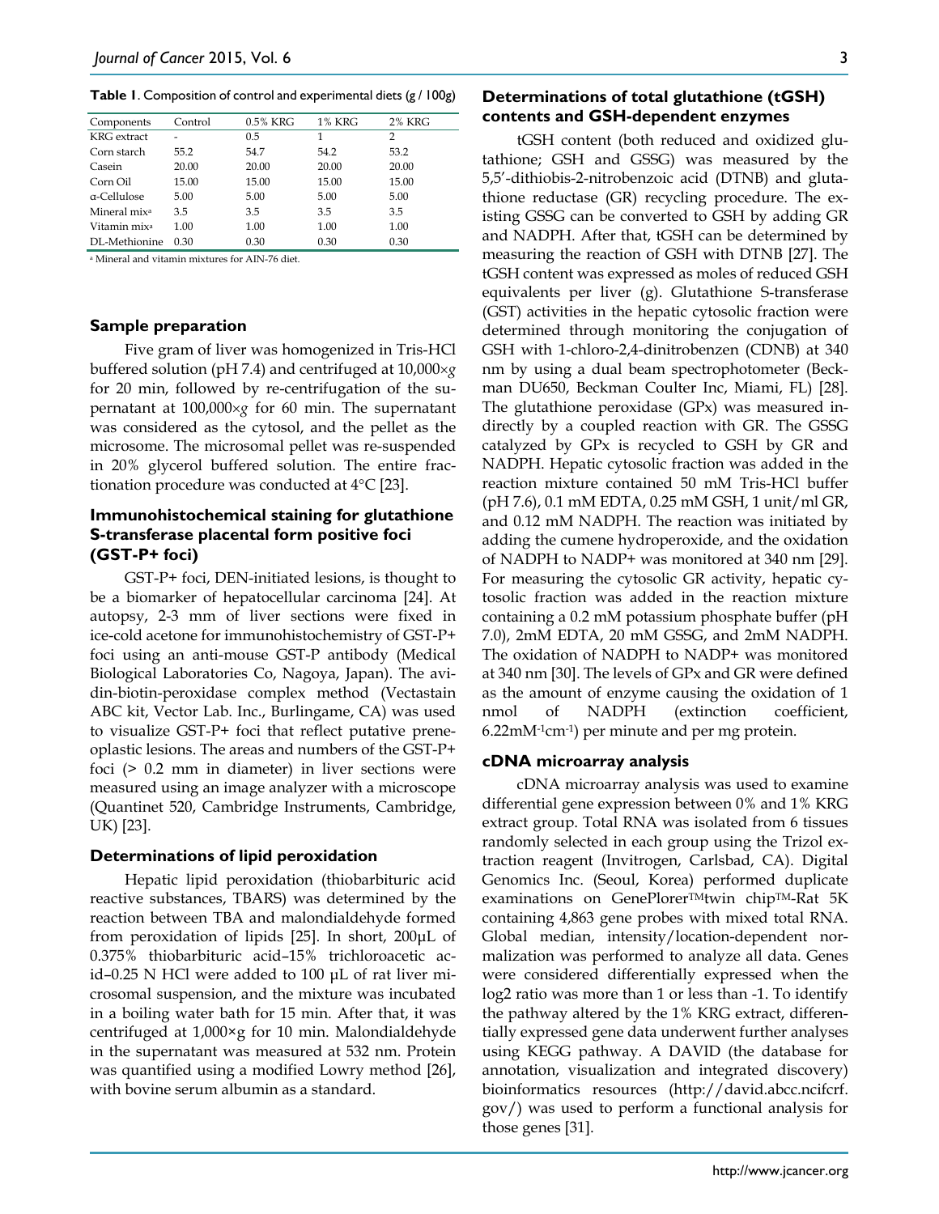**Table 1**. Composition of control and experimental diets (g / 100g)

| Components | Control | 0.5% KRG | 1% KRG | 2% KRG |
|---|---|---|---|---|
| KRG extract | - | 0.5 | 1 | 2 |
| Corn starch | 55.2 | 54.7 | 54.2 | 53.2 |
| Casein | 20.00 | 20.00 | 20.00 | 20.00 |
| Corn Oil | 15.00 | 15.00 | 15.00 | 15.00 |
| α-Cellulose | 5.00 | 5.00 | 5.00 | 5.00 |
| Mineral mix[a] | 3.5 | 3.5 | 3.5 | 3.5 |
| Vitamin mix[a] | 1.00 | 1.00 | 1.00 | 1.00 |
| DL-Methionine | 0.30 | 0.30 | 0.30 | 0.30 |

[a] Mineral and vitamin mixtures for AIN-76 diet.

### Sample preparation

Five gram of liver was homogenized in Tris-HCl buffered solution (pH 7.4) and centrifuged at 10,000×*g* for 20 min, followed by re-centrifugation of the supernatant at 100,000×*g* for 60 min. The supernatant was considered as the cytosol, and the pellet as the microsome. The microsomal pellet was re-suspended in 20% glycerol buffered solution. The entire fractionation procedure was conducted at 4°C [23].

### Immunohistochemical staining for glutathione S-transferase placental form positive foci (GST-P+ foci)

GST-P+ foci, DEN-initiated lesions, is thought to be a biomarker of hepatocellular carcinoma [24]. At autopsy, 2-3 mm of liver sections were fixed in ice-cold acetone for immunohistochemistry of GST-P+ foci using an anti-mouse GST-P antibody (Medical Biological Laboratories Co, Nagoya, Japan). The avidin-biotin-peroxidase complex method (Vectastain ABC kit, Vector Lab. Inc., Burlingame, CA) was used to visualize GST-P+ foci that reflect putative preneoplastic lesions. The areas and numbers of the GST-P+ foci (> 0.2 mm in diameter) in liver sections were measured using an image analyzer with a microscope (Quantinet 520, Cambridge Instruments, Cambridge, UK) [23].

### Determinations of lipid peroxidation

Hepatic lipid peroxidation (thiobarbituric acid reactive substances, TBARS) was determined by the reaction between TBA and malondialdehyde formed from peroxidation of lipids [25]. In short, 200μL of 0.375% thiobarbituric acid–15% trichloroacetic acid–0.25 N HCl were added to 100 μL of rat liver microsomal suspension, and the mixture was incubated in a boiling water bath for 15 min. After that, it was centrifuged at 1,000×g for 10 min. Malondialdehyde in the supernatant was measured at 532 nm. Protein was quantified using a modified Lowry method [26], with bovine serum albumin as a standard.

### Determinations of total glutathione (tGSH) contents and GSH-dependent enzymes

tGSH content (both reduced and oxidized glutathione; GSH and GSSG) was measured by the 5,5'-dithiobis-2-nitrobenzoic acid (DTNB) and glutathione reductase (GR) recycling procedure. The existing GSSG can be converted to GSH by adding GR and NADPH. After that, tGSH can be determined by measuring the reaction of GSH with DTNB [27]. The tGSH content was expressed as moles of reduced GSH equivalents per liver (g). Glutathione S-transferase (GST) activities in the hepatic cytosolic fraction were determined through monitoring the conjugation of GSH with 1-chloro-2,4-dinitrobenzen (CDNB) at 340 nm by using a dual beam spectrophotometer (Beckman DU650, Beckman Coulter Inc, Miami, FL) [28]. The glutathione peroxidase (GPx) was measured indirectly by a coupled reaction with GR. The GSSG catalyzed by GPx is recycled to GSH by GR and NADPH. Hepatic cytosolic fraction was added in the reaction mixture contained 50 mM Tris-HCl buffer (pH 7.6), 0.1 mM EDTA, 0.25 mM GSH, 1 unit/ml GR, and 0.12 mM NADPH. The reaction was initiated by adding the cumene hydroperoxide, and the oxidation of NADPH to NADP+ was monitored at 340 nm [29]. For measuring the cytosolic GR activity, hepatic cytosolic fraction was added in the reaction mixture containing a 0.2 mM potassium phosphate buffer (pH 7.0), 2mM EDTA, 20 mM GSSG, and 2mM NADPH. The oxidation of NADPH to NADP+ was monitored at 340 nm [30]. The levels of GPx and GR were defined as the amount of enzyme causing the oxidation of 1 nmol of NADPH (extinction coefficient, $6.22 mM^{-1}cm^{-1}$) per minute and per mg protein.

### cDNA microarray analysis

cDNA microarray analysis was used to examine differential gene expression between 0% and 1% KRG extract group. Total RNA was isolated from 6 tissues randomly selected in each group using the Trizol extraction reagent (Invitrogen, Carlsbad, CA). Digital Genomics Inc. (Seoul, Korea) performed duplicate examinations on GenePlorer™twin chip™-Rat 5K containing 4,863 gene probes with mixed total RNA. Global median, intensity/location-dependent normalization was performed to analyze all data. Genes were considered differentially expressed when the log2 ratio was more than 1 or less than -1. To identify the pathway altered by the 1% KRG extract, differentially expressed gene data underwent further analyses using KEGG pathway. A DAVID (the database for annotation, visualization and integrated discovery) bioinformatics resources (http://david.abcc.ncifcrf.gov/) was used to perform a functional analysis for those genes [31].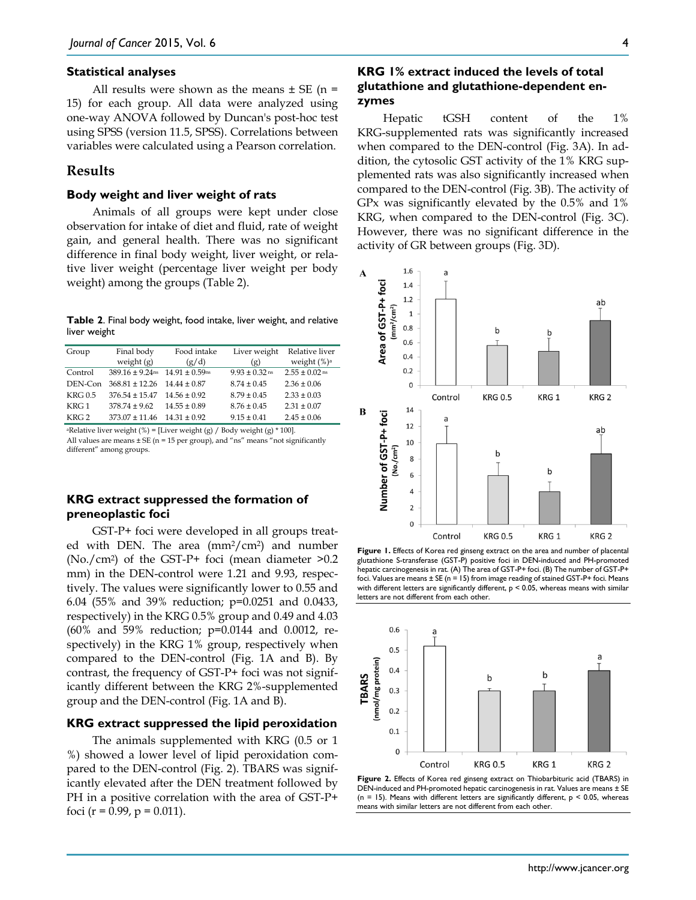### Statistical analyses

All results were shown as the means ± SE (n = 15) for each group. All data were analyzed using one-way ANOVA followed by Duncan's post-hoc test using SPSS (version 11.5, SPSS). Correlations between variables were calculated using a Pearson correlation.

## Results

### Body weight and liver weight of rats

Animals of all groups were kept under close observation for intake of diet and fluid, rate of weight gain, and general health. There was no significant difference in final body weight, liver weight, or relative liver weight (percentage liver weight per body weight) among the groups (Table 2).

**Table 2**. Final body weight, food intake, liver weight, and relative liver weight

| Group | Final body weight (g) | Food intake (g/d) | Liver weight (g) | Relative liver weight (%)[a] |
|---|---|---|---|---|
| Control | 389.16 ± 9.24[ns] | 14.91 ± 0.59[ns] | 9.93 ± 0.32[ns] | 2.55 ± 0.02[ns] |
| DEN-Con | 368.81 ± 12.26 | 14.44 ± 0.87 | 8.74 ± 0.45 | 2.36 ± 0.06 |
| KRG 0.5 | 376.54 ± 15.47 | 14.56 ± 0.92 | 8.79 ± 0.45 | 2.33 ± 0.03 |
| KRG 1 | 378.74 ± 9.62 | 14.55 ± 0.89 | 8.76 ± 0.45 | 2.31 ± 0.07 |
| KRG 2 | 373.07 ± 11.46 | 14.31 ± 0.92 | 9.15 ± 0.41 | 2.45 ± 0.06 |

[a]Relative liver weight (%) = [Liver weight (g) / Body weight (g) * 100].

All values are means ± SE (n = 15 per group), and "ns" means "not significantly different" among groups.

### KRG extract suppressed the formation of preneoplastic foci

GST-P+ foci were developed in all groups treated with DEN. The area ($mm^2/cm^2$) and number ($No./cm^2$) of the GST-P+ foci (mean diameter >0.2 mm) in the DEN-control were 1.21 and 9.93, respectively. The values were significantly lower to 0.55 and 6.04 (55% and 39% reduction; p=0.0251 and 0.0433, respectively) in the KRG 0.5% group and 0.49 and 4.03 (60% and 59% reduction; p=0.0144 and 0.0012, respectively) in the KRG 1% group, respectively when compared to the DEN-control (Fig. 1A and B). By contrast, the frequency of GST-P+ foci was not significantly different between the KRG 2%-supplemented group and the DEN-control (Fig. 1A and B).

### KRG extract suppressed the lipid peroxidation

The animals supplemented with KRG (0.5 or 1 %) showed a lower level of lipid peroxidation compared to the DEN-control (Fig. 2). TBARS was significantly elevated after the DEN treatment followed by PH in a positive correlation with the area of GST-P+ foci (r = 0.99, p = 0.011).

### KRG 1% extract induced the levels of total glutathione and glutathione-dependent enzymes

Hepatic tGSH content of the 1% KRG-supplemented rats was significantly increased when compared to the DEN-control (Fig. 3A). In addition, the cytosolic GST activity of the 1% KRG supplemented rats was also significantly increased when compared to the DEN-control (Fig. 3B). The activity of GPx was significantly elevated by the 0.5% and 1% KRG, when compared to the DEN-control (Fig. 3C). However, there was no significant difference in the activity of GR between groups (Fig. 3D).

**Figure 1.** Effects of Korea red ginseng extract on the area and number of placental glutathione S-transferase (GST-P) positive foci in DEN-induced and PH-promoted hepatic carcinogenesis in rat. (A) The area of GST-P+ foci. (B) The number of GST-P+ foci. Values are means ± SE (n = 15) from image reading of stained GST-P+ foci. Means with different letters are significantly different, p < 0.05, whereas means with similar letters are not different from each other.

**Figure 2.** Effects of Korea red ginseng extract on Thiobarbituric acid (TBARS) in DEN-induced and PH-promoted hepatic carcinogenesis in rat. Values are means ± SE (n = 15). Means with different letters are significantly different, p < 0.05, whereas means with similar letters are not different from each other.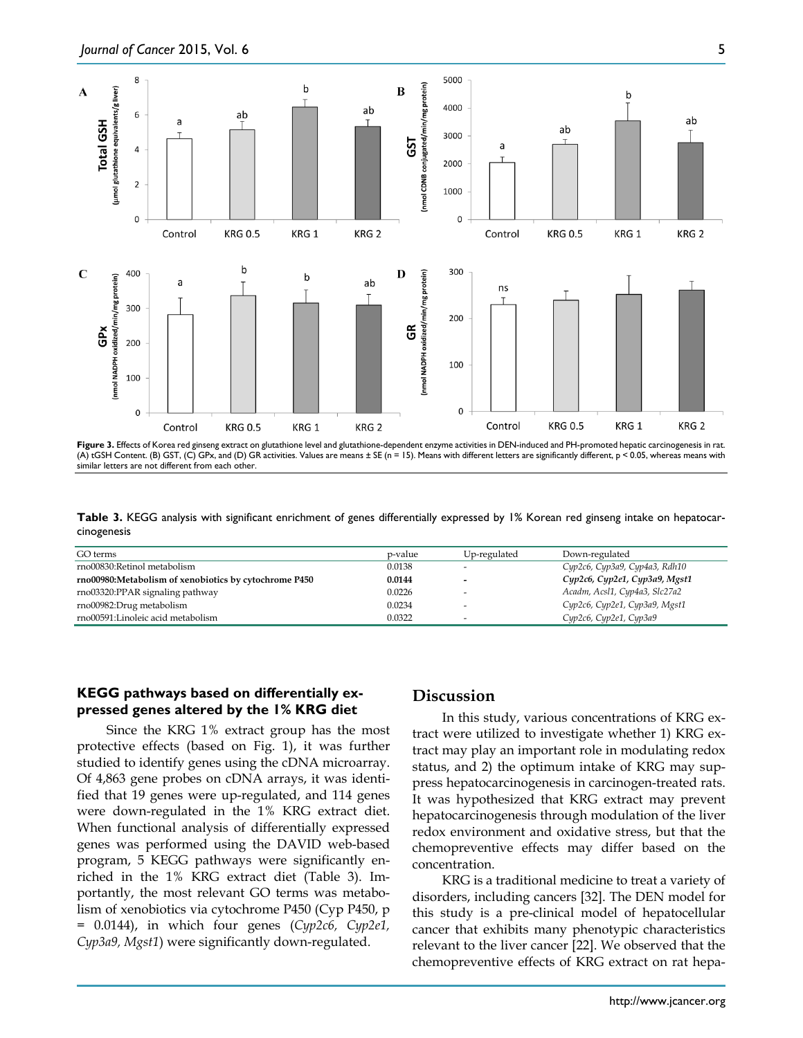**Figure 3.** Effects of Korea red ginseng extract on glutathione level and glutathione-dependent enzyme activities in DEN-induced and PH-promoted hepatic carcinogenesis in rat. (A) tGSH Content. (B) GST, (C) GPx, and (D) GR activities. Values are means ± SE (n = 15). Means with different letters are significantly different, p < 0.05, whereas means with similar letters are not different from each other.

**Table 3.** KEGG analysis with significant enrichment of genes differentially expressed by 1% Korean red ginseng intake on hepatocarcinogenesis

| GO terms | p-value | Up-regulated | Down-regulated |
|---|---|---|---|
| rno00830:Retinol metabolism | 0.0138 | - | *Cyp2c6, Cyp3a9, Cyp4a3, Rdh10* |
| **rno00980:Metabolism of xenobiotics by cytochrome P450** | **0.0144** | **-** | ***Cyp2c6, Cyp2e1, Cyp3a9, Mgst1*** |
| rno03320:PPAR signaling pathway | 0.0226 | - | *Acadm, Acsl1, Cyp4a3, Slc27a2* |
| rno00982:Drug metabolism | 0.0234 | - | *Cyp2c6, Cyp2e1, Cyp3a9, Mgst1* |
| rno00591:Linoleic acid metabolism | 0.0322 | - | *Cyp2c6, Cyp2e1, Cyp3a9* |

### KEGG pathways based on differentially expressed genes altered by the 1% KRG diet

Since the KRG 1% extract group has the most protective effects (based on Fig. 1), it was further studied to identify genes using the cDNA microarray. Of 4,863 gene probes on cDNA arrays, it was identified that 19 genes were up-regulated, and 114 genes were down-regulated in the 1% KRG extract diet. When functional analysis of differentially expressed genes was performed using the DAVID web-based program, 5 KEGG pathways were significantly enriched in the 1% KRG extract diet (Table 3). Importantly, the most relevant GO terms was metabolism of xenobiotics via cytochrome P450 (Cyp P450, p = 0.0144), in which four genes (*Cyp2c6, Cyp2e1, Cyp3a9, Mgst1*) were significantly down-regulated.

## Discussion

In this study, various concentrations of KRG extract were utilized to investigate whether 1) KRG extract may play an important role in modulating redox status, and 2) the optimum intake of KRG may suppress hepatocarcinogenesis in carcinogen-treated rats. It was hypothesized that KRG extract may prevent hepatocarcinogenesis through modulation of the liver redox environment and oxidative stress, but that the chemopreventive effects may differ based on the concentration.

KRG is a traditional medicine to treat a variety of disorders, including cancers [32]. The DEN model for this study is a pre-clinical model of hepatocellular cancer that exhibits many phenotypic characteristics relevant to the liver cancer [22]. We observed that the chemopreventive effects of KRG extract on rat hepa-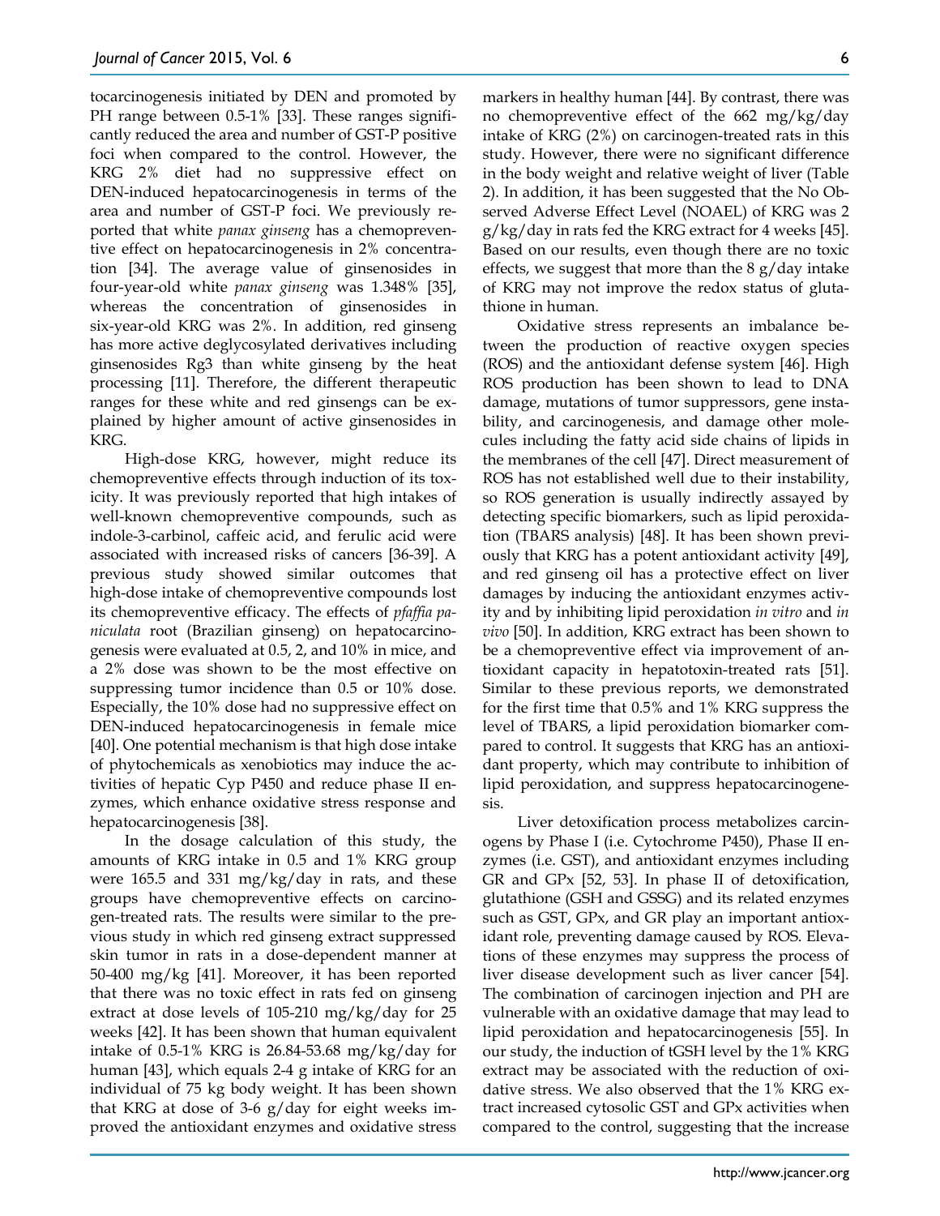tocarcinogenesis initiated by DEN and promoted by PH range between 0.5-1% [33]. These ranges significantly reduced the area and number of GST-P positive foci when compared to the control. However, the KRG 2% diet had no suppressive effect on DEN-induced hepatocarcinogenesis in terms of the area and number of GST-P foci. We previously reported that white *panax ginseng* has a chemopreventive effect on hepatocarcinogenesis in 2% concentration [34]. The average value of ginsenosides in four-year-old white *panax ginseng* was 1.348% [35], whereas the concentration of ginsenosides in six-year-old KRG was 2%. In addition, red ginseng has more active deglycosylated derivatives including ginsenosides Rg3 than white ginseng by the heat processing [11]. Therefore, the different therapeutic ranges for these white and red ginsengs can be explained by higher amount of active ginsenosides in KRG.

High-dose KRG, however, might reduce its chemopreventive effects through induction of its toxicity. It was previously reported that high intakes of well-known chemopreventive compounds, such as indole-3-carbinol, caffeic acid, and ferulic acid were associated with increased risks of cancers [36-39]. A previous study showed similar outcomes that high-dose intake of chemopreventive compounds lost its chemopreventive efficacy. The effects of *pfaffia paniculata* root (Brazilian ginseng) on hepatocarcinogenesis were evaluated at 0.5, 2, and 10% in mice, and a 2% dose was shown to be the most effective on suppressing tumor incidence than 0.5 or 10% dose. Especially, the 10% dose had no suppressive effect on DEN-induced hepatocarcinogenesis in female mice [40]. One potential mechanism is that high dose intake of phytochemicals as xenobiotics may induce the activities of hepatic Cyp P450 and reduce phase II enzymes, which enhance oxidative stress response and hepatocarcinogenesis [38].

In the dosage calculation of this study, the amounts of KRG intake in 0.5 and 1% KRG group were 165.5 and 331 mg/kg/day in rats, and these groups have chemopreventive effects on carcinogen-treated rats. The results were similar to the previous study in which red ginseng extract suppressed skin tumor in rats in a dose-dependent manner at 50-400 mg/kg [41]. Moreover, it has been reported that there was no toxic effect in rats fed on ginseng extract at dose levels of 105-210 mg/kg/day for 25 weeks [42]. It has been shown that human equivalent intake of 0.5-1% KRG is 26.84-53.68 mg/kg/day for human [43], which equals 2-4 g intake of KRG for an individual of 75 kg body weight. It has been shown that KRG at dose of 3-6 g/day for eight weeks improved the antioxidant enzymes and oxidative stress markers in healthy human [44]. By contrast, there was no chemopreventive effect of the 662 mg/kg/day intake of KRG (2%) on carcinogen-treated rats in this study. However, there were no significant difference in the body weight and relative weight of liver (Table 2). In addition, it has been suggested that the No Observed Adverse Effect Level (NOAEL) of KRG was 2 g/kg/day in rats fed the KRG extract for 4 weeks [45]. Based on our results, even though there are no toxic effects, we suggest that more than the 8 g/day intake of KRG may not improve the redox status of glutathione in human.

Oxidative stress represents an imbalance between the production of reactive oxygen species (ROS) and the antioxidant defense system [46]. High ROS production has been shown to lead to DNA damage, mutations of tumor suppressors, gene instability, and carcinogenesis, and damage other molecules including the fatty acid side chains of lipids in the membranes of the cell [47]. Direct measurement of ROS has not established well due to their instability, so ROS generation is usually indirectly assayed by detecting specific biomarkers, such as lipid peroxidation (TBARS analysis) [48]. It has been shown previously that KRG has a potent antioxidant activity [49], and red ginseng oil has a protective effect on liver damages by inducing the antioxidant enzymes activity and by inhibiting lipid peroxidation *in vitro* and *in vivo* [50]. In addition, KRG extract has been shown to be a chemopreventive effect via improvement of antioxidant capacity in hepatotoxin-treated rats [51]. Similar to these previous reports, we demonstrated for the first time that 0.5% and 1% KRG suppress the level of TBARS, a lipid peroxidation biomarker compared to control. It suggests that KRG has an antioxidant property, which may contribute to inhibition of lipid peroxidation, and suppress hepatocarcinogenesis.

Liver detoxification process metabolizes carcinogens by Phase I (i.e. Cytochrome P450), Phase II enzymes (i.e. GST), and antioxidant enzymes including GR and GPx [52, 53]. In phase II of detoxification, glutathione (GSH and GSSG) and its related enzymes such as GST, GPx, and GR play an important antioxidant role, preventing damage caused by ROS. Elevations of these enzymes may suppress the process of liver disease development such as liver cancer [54]. The combination of carcinogen injection and PH are vulnerable with an oxidative damage that may lead to lipid peroxidation and hepatocarcinogenesis [55]. In our study, the induction of tGSH level by the 1% KRG extract may be associated with the reduction of oxidative stress. We also observed that the 1% KRG extract increased cytosolic GST and GPx activities when compared to the control, suggesting that the increase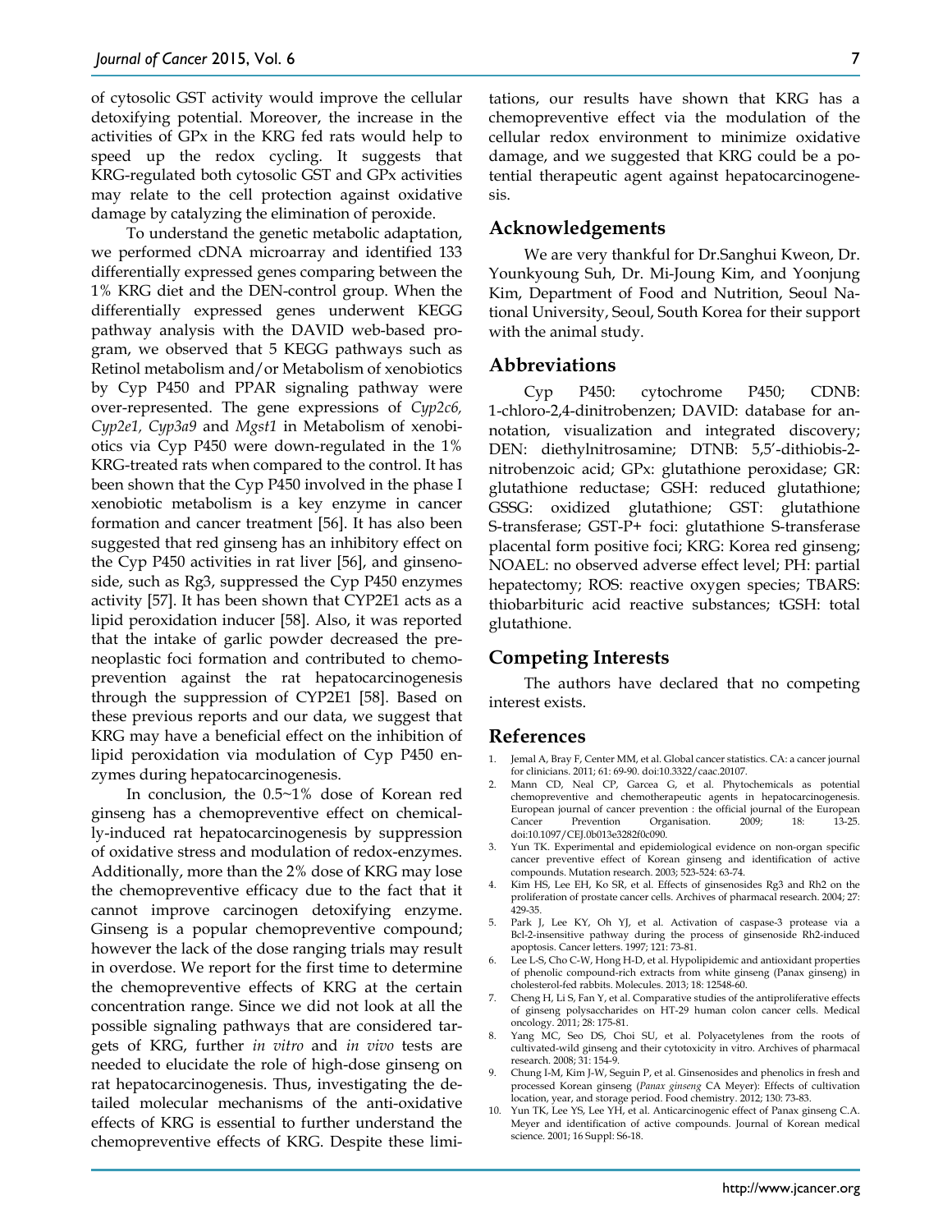of cytosolic GST activity would improve the cellular detoxifying potential. Moreover, the increase in the activities of GPx in the KRG fed rats would help to speed up the redox cycling. It suggests that KRG-regulated both cytosolic GST and GPx activities may relate to the cell protection against oxidative damage by catalyzing the elimination of peroxide.

To understand the genetic metabolic adaptation, we performed cDNA microarray and identified 133 differentially expressed genes comparing between the 1% KRG diet and the DEN-control group. When the differentially expressed genes underwent KEGG pathway analysis with the DAVID web-based program, we observed that 5 KEGG pathways such as Retinol metabolism and/or Metabolism of xenobiotics by Cyp P450 and PPAR signaling pathway were over-represented. The gene expressions of *Cyp2c6, Cyp2e1, Cyp3a9* and *Mgst1* in Metabolism of xenobiotics via Cyp P450 were down-regulated in the 1% KRG-treated rats when compared to the control. It has been shown that the Cyp P450 involved in the phase I xenobiotic metabolism is a key enzyme in cancer formation and cancer treatment [56]. It has also been suggested that red ginseng has an inhibitory effect on the Cyp P450 activities in rat liver [56], and ginsenoside, such as Rg3, suppressed the Cyp P450 enzymes activity [57]. It has been shown that CYP2E1 acts as a lipid peroxidation inducer [58]. Also, it was reported that the intake of garlic powder decreased the preneoplastic foci formation and contributed to chemoprevention against the rat hepatocarcinogenesis through the suppression of CYP2E1 [58]. Based on these previous reports and our data, we suggest that KRG may have a beneficial effect on the inhibition of lipid peroxidation via modulation of Cyp P450 enzymes during hepatocarcinogenesis.

In conclusion, the 0.5~1% dose of Korean red ginseng has a chemopreventive effect on chemically-induced rat hepatocarcinogenesis by suppression of oxidative stress and modulation of redox-enzymes. Additionally, more than the 2% dose of KRG may lose the chemopreventive efficacy due to the fact that it cannot improve carcinogen detoxifying enzyme. Ginseng is a popular chemopreventive compound; however the lack of the dose ranging trials may result in overdose. We report for the first time to determine the chemopreventive effects of KRG at the certain concentration range. Since we did not look at all the possible signaling pathways that are considered targets of KRG, further *in vitro* and *in vivo* tests are needed to elucidate the role of high-dose ginseng on rat hepatocarcinogenesis. Thus, investigating the detailed molecular mechanisms of the anti-oxidative effects of KRG is essential to further understand the chemopreventive effects of KRG. Despite these limitations, our results have shown that KRG has a chemopreventive effect via the modulation of the cellular redox environment to minimize oxidative damage, and we suggested that KRG could be a potential therapeutic agent against hepatocarcinogenesis.

## Acknowledgements

We are very thankful for Dr.Sanghui Kweon, Dr. Younkyoung Suh, Dr. Mi-Joung Kim, and Yoonjung Kim, Department of Food and Nutrition, Seoul National University, Seoul, South Korea for their support with the animal study.

## Abbreviations

Cyp P450: cytochrome P450; CDNB: 1-chloro-2,4-dinitrobenzen; DAVID: database for annotation, visualization and integrated discovery; DEN: diethylnitrosamine; DTNB: 5,5'-dithiobis-2-nitrobenzoic acid; GPx: glutathione peroxidase; GR: glutathione reductase; GSH: reduced glutathione; GSSG: oxidized glutathione; GST: glutathione S-transferase; GST-P+ foci: glutathione S-transferase placental form positive foci; KRG: Korea red ginseng; NOAEL: no observed adverse effect level; PH: partial hepatectomy; ROS: reactive oxygen species; TBARS: thiobarbituric acid reactive substances; tGSH: total glutathione.

## Competing Interests

The authors have declared that no competing interest exists.

## References

1. Jemal A, Bray F, Center MM, et al. Global cancer statistics. CA: a cancer journal for clinicians. 2011; 61: 69-90. doi:10.3322/caac.20107.
2. Mann CD, Neal CP, Garcea G, et al. Phytochemicals as potential chemopreventive and chemotherapeutic agents in hepatocarcinogenesis. European journal of cancer prevention : the official journal of the European Cancer Prevention Organisation. 2009; 18: 13-25. doi:10.1097/CEJ.0b013e3282f0c090.
3. Yun TK. Experimental and epidemiological evidence on non-organ specific cancer preventive effect of Korean ginseng and identification of active compounds. Mutation research. 2003; 523-524: 63-74.
4. Kim HS, Lee EH, Ko SR, et al. Effects of ginsenosides Rg3 and Rh2 on the proliferation of prostate cancer cells. Archives of pharmacal research. 2004; 27: 429-35.
5. Park J, Lee KY, Oh YJ, et al. Activation of caspase-3 protease via a Bcl-2-insensitive pathway during the process of ginsenoside Rh2-induced apoptosis. Cancer letters. 1997; 121: 73-81.
6. Lee L-S, Cho C-W, Hong H-D, et al. Hypolipidemic and antioxidant properties of phenolic compound-rich extracts from white ginseng (Panax ginseng) in cholesterol-fed rabbits. Molecules. 2013; 18: 12548-60.
7. Cheng H, Li S, Fan Y, et al. Comparative studies of the antiproliferative effects of ginseng polysaccharides on HT-29 human colon cancer cells. Medical oncology. 2011; 28: 175-81.
8. Yang MC, Seo DS, Choi SU, et al. Polyacetylenes from the roots of cultivated-wild ginseng and their cytotoxicity in vitro. Archives of pharmacal research. 2008; 31: 154-9.
9. Chung I-M, Kim J-W, Seguin P, et al. Ginsenosides and phenolics in fresh and processed Korean ginseng (*Panax ginseng* CA Meyer): Effects of cultivation location, year, and storage period. Food chemistry. 2012; 130: 73-83.
10. Yun TK, Lee YS, Lee YH, et al. Anticarcinogenic effect of Panax ginseng C.A. Meyer and identification of active compounds. Journal of Korean medical science. 2001; 16 Suppl: S6-18.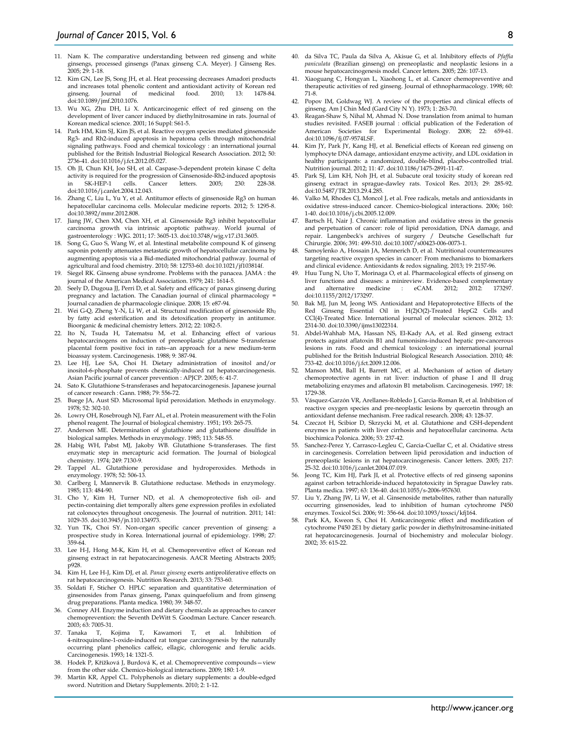11. Nam K. The comparative understanding between red ginseng and white ginsengs, processed ginsengs (Panax ginseng C.A. Meyer). J Ginseng Res. 2005; 29: 1-18.
12. Kim GN, Lee JS, Song JH, et al. Heat processing decreases Amadori products and increases total phenolic content and antioxidant activity of Korean red ginseng. Journal of medicinal food. 2010; 13: 1478-84. doi:10.1089/jmf.2010.1076.
13. Wu XG, Zhu DH, Li X. Anticarcinogenic effect of red ginseng on the development of liver cancer induced by diethylnitrosamine in rats. Journal of Korean medical science. 2001; 16 Suppl: S61-5.
14. Park HM, Kim SJ, Kim JS, et al. Reactive oxygen species mediated ginsenoside Rg3- and Rh2-induced apoptosis in hepatoma cells through mitochondrial signaling pathways. Food and chemical toxicology : an international journal published for the British Industrial Biological Research Association. 2012; 50: 2736-41. doi:10.1016/j.fct.2012.05.027.
15. Oh JI, Chun KH, Joo SH, et al. Caspase-3-dependent protein kinase C delta activity is required for the progression of Ginsenoside-Rh2-induced apoptosis in SK-HEP-1 cells. Cancer letters. 2005; 230: 228-38. doi:10.1016/j.canlet.2004.12.043.
16. Zhang C, Liu L, Yu Y, et al. Antitumor effects of ginsenoside Rg3 on human hepatocellular carcinoma cells. Molecular medicine reports. 2012; 5: 1295-8. doi:10.3892/mmr.2012.808.
17. Jiang JW, Chen XM, Chen XH, et al. Ginsenoside Rg3 inhibit hepatocellular carcinoma growth via intrinsic apoptotic pathway. World journal of gastroenterology : WJG. 2011; 17: 3605-13. doi:10.3748/wjg.v17.i31.3605.
18. Song G, Guo S, Wang W, et al. Intestinal metabolite compound K of ginseng saponin potently attenuates metastatic growth of hepatocellular carcinoma by augmenting apoptosis via a Bid-mediated mitochondrial pathway. Journal of agricultural and food chemistry. 2010; 58: 12753-60. doi:10.1021/jf103814f.
19. Siegel RK. Ginseng abuse syndrome. Problems with the panacea. JAMA : the journal of the American Medical Association. 1979; 241: 1614-5.
20. Seely D, Dugoua JJ, Perri D, et al. Safety and efficacy of panax ginseng during pregnancy and lactation. The Canadian journal of clinical pharmacology = Journal canadien de pharmacologie clinique. 2008; 15: e87-94.
21. Wei G-Q, Zheng Y-N, Li W, et al. Structural modification of ginsenoside $Rh_2$ by fatty acid esterification and its detoxification property in antitumor. Bioorganic & medicinal chemistry letters. 2012; 22: 1082-5.
22. Ito N, Tsuda H, Tatematsu M, et al. Enhancing effect of various hepatocarcinogens on induction of preneoplastic glutathione S-transferase placental form positive foci in rats--an approach for a new medium-term bioassay system. Carcinogenesis. 1988; 9: 387-94.
23. Lee HJ, Lee SA, Choi H. Dietary administration of inositol and/or inositol-6-phosphate prevents chemically-induced rat hepatocarcinogenesis. Asian Pacific journal of cancer prevention : APJCP. 2005; 6: 41-7.
24. Sato K. Glutathione S-transferases and hepatocarcinogenesis. Japanese journal of cancer research : Gann. 1988; 79: 556-72.
25. Buege JA, Aust SD. Microsomal lipid peroxidation. Methods in enzymology. 1978; 52: 302-10.
26. Lowry OH, Rosebrough NJ, Farr AL, et al. Protein measurement with the Folin phenol reagent. The Journal of biological chemistry. 1951; 193: 265-75.
27. Anderson ME. Determination of glutathione and glutathione disulfide in biological samples. Methods in enzymology. 1985; 113: 548-55.
28. Habig WH, Pabst MJ, Jakoby WB. Glutathione S-transferases. The first enzymatic step in mercapturic acid formation. The Journal of biological chemistry. 1974; 249: 7130-9.
29. Tappel AL. Glutathione peroxidase and hydroperoxides. Methods in enzymology. 1978; 52: 506-13.
30. Carlberg I, Mannervik B. Glutathione reductase. Methods in enzymology. 1985; 113: 484-90.
31. Cho Y, Kim H, Turner ND, et al. A chemoprotective fish oil- and pectin-containing diet temporally alters gene expression profiles in exfoliated rat colonocytes throughout oncogenesis. The Journal of nutrition. 2011; 141: 1029-35. doi:10.3945/jn.110.134973.
32. Yun TK, Choi SY. Non-organ specific cancer prevention of ginseng: a prospective study in Korea. International journal of epidemiology. 1998; 27: 359-64.
33. Lee H-J, Hong M-K, Kim H, et al. Chemopreventive effect of Korean red ginseng extract in rat hepatocarcinogenesis. AACR Meeting Abstracts 2005; p928.
34. Kim H, Lee H-J, Kim DJ, et al. *Panax ginseng* exerts antiproliferative effects on rat hepatocarcinogenesis. Nutrition Research. 2013; 33: 753-60.
35. Soldati F, Sticher O. HPLC separation and quantitative determination of ginsenosides from Panax ginseng, Panax quinquefolium and from ginseng drug preparations. Planta medica. 1980; 39: 348-57.
36. Conney AH. Enzyme induction and dietary chemicals as approaches to cancer chemoprevention: the Seventh DeWitt S. Goodman Lecture. Cancer research. 2003; 63: 7005-31.
37. Tanaka T, Kojima T, Kawamori T, et al. Inhibition of 4-nitroquinoline-1-oxide-induced rat tongue carcinogenesis by the naturally occurring plant phenolics caffeic, ellagic, chlorogenic and ferulic acids. Carcinogenesis. 1993; 14: 1321-5.
38. Hodek P, Křížková J, Burdová K, et al. Chemopreventive compounds—view from the other side. Chemico-biological interactions. 2009; 180: 1-9.
39. Martin KR, Appel CL. Polyphenols as dietary supplements: a double-edged sword. Nutrition and Dietary Supplements. 2010; 2: 1-12.
40. da Silva TC, Paula da Silva A, Akisue G, et al. Inhibitory effects of *Pfaffia paniculata* (Brazilian ginseng) on preneoplastic and neoplastic lesions in a mouse hepatocarcinogenesis model. Cancer letters. 2005; 226: 107-13.
41. Xiaoguang C, Hongyan L, Xiaohong L, et al. Cancer chemopreventive and therapeutic activities of red ginseng. Journal of ethnopharmacology. 1998; 60: 71-8.
42. Popov IM, Goldwag WJ. A review of the properties and clinical effects of ginseng. Am J Chin Med (Gard City N Y). 1973; 1: 263-70.
43. Reagan-Shaw S, Nihal M, Ahmad N. Dose translation from animal to human studies revisited. FASEB journal : official publication of the Federation of American Societies for Experimental Biology. 2008; 22: 659-61. doi:10.1096/fj.07-9574LSF.
44. Kim JY, Park JY, Kang HJ, et al. Beneficial effects of Korean red ginseng on lymphocyte DNA damage, antioxidant enzyme activity, and LDL oxidation in healthy participants: a randomized, double-blind, placebo-controlled trial. Nutrition journal. 2012; 11: 47. doi:10.1186/1475-2891-11-47.
45. Park SJ, Lim KH, Noh JH, et al. Subacute oral toxicity study of korean red ginseng extract in sprague-dawley rats. Toxicol Res. 2013; 29: 285-92. doi:10.5487/TR.2013.29.4.285.
46. Valko M, Rhodes CJ, Moncol J, et al. Free radicals, metals and antioxidants in oxidative stress-induced cancer. Chemico-biological interactions. 2006; 160: 1-40. doi:10.1016/j.cbi.2005.12.009.
47. Bartsch H, Nair J. Chronic inflammation and oxidative stress in the genesis and perpetuation of cancer: role of lipid peroxidation, DNA damage, and repair. Langenbeck's archives of surgery / Deutsche Gesellschaft fur Chirurgie. 2006; 391: 499-510. doi:10.1007/s00423-006-0073-1.
48. Samoylenko A, Hossain JA, Mennerich D, et al. Nutritional countermeasures targeting reactive oxygen species in cancer: From mechanisms to biomarkers and clinical evidence. Antioxidants & redox signaling. 2013; 19: 2157-96.
49. Huu Tung N, Uto T, Morinaga O, et al. Pharmacological effects of ginseng on liver functions and diseases: a minireview. Evidence-based complementary and alternative medicine : eCAM. 2012; 2012: 173297. doi:10.1155/2012/173297.
50. Bak MJ, Jun M, Jeong WS. Antioxidant and Hepatoprotective Effects of the Red Ginseng Essential Oil in H(2)O(2)-Treated HepG2 Cells and CCl(4)-Treated Mice. International journal of molecular sciences. 2012; 13: 2314-30. doi:10.3390/ijms13022314.
51. Abdel-Wahhab MA, Hassan NS, El-Kady AA, et al. Red ginseng extract protects against aflatoxin B1 and fumonisins-induced hepatic pre-cancerous lesions in rats. Food and chemical toxicology : an international journal published for the British Industrial Biological Research Association. 2010; 48: 733-42. doi:10.1016/j.fct.2009.12.006.
52. Manson MM, Ball H, Barrett MC, et al. Mechanism of action of dietary chemoprotective agents in rat liver: induction of phase I and II drug metabolizing enzymes and aflatoxin B1 metabolism. Carcinogenesis. 1997; 18: 1729-38.
53. Vásquez-Garzón VR, Arellanes-Robledo J, Garcia-Roman R, et al. Inhibition of reactive oxygen species and pre-neoplastic lesions by quercetin through an antioxidant defense mechanism. Free radical research. 2008; 43: 128-37.
54. Czeczot H, Scibior D, Skrzycki M, et al. Glutathione and GSH-dependent enzymes in patients with liver cirrhosis and hepatocellular carcinoma. Acta biochimica Polonica. 2006; 53: 237-42.
55. Sanchez-Perez Y, Carrasco-Legleu C, Garcia-Cuellar C, et al. Oxidative stress in carcinogenesis. Correlation between lipid peroxidation and induction of preneoplastic lesions in rat hepatocarcinogenesis. Cancer letters. 2005; 217: 25-32. doi:10.1016/j.canlet.2004.07.019.
56. Jeong TC, Kim HJ, Park JI, et al. Protective effects of red ginseng saponins against carbon tetrachloride-induced hepatotoxicity in Sprague Dawley rats. Planta medica. 1997; 63: 136-40. doi:10.1055/s-2006-957630.
57. Liu Y, Zhang JW, Li W, et al. Ginsenoside metabolites, rather than naturally occurring ginsenosides, lead to inhibition of human cytochrome P450 enzymes. Toxicol Sci. 2006; 91: 356-64. doi:10.1093/toxsci/kfj164.
58. Park KA, Kweon S, Choi H. Anticarcinogenic effect and modification of cytochrome P450 2E1 by dietary garlic powder in diethylnitrosamine-initiated rat hepatocarcinogenesis. Journal of biochemistry and molecular biology. 2002; 35: 615-22.